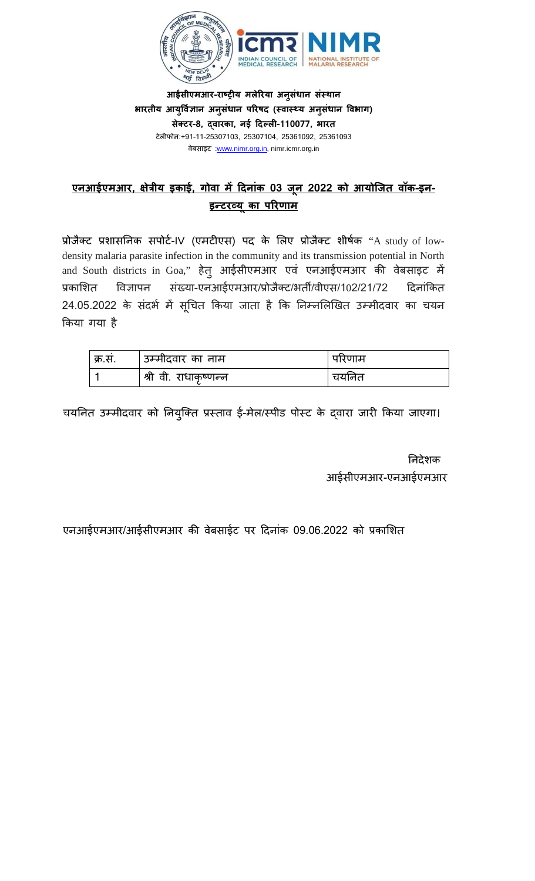**आईसीएमआर-राष्ट्रीय मलेरिया अनुसंधान संस्थान**
**भारतीय आयुर्विज्ञान अनुसंधान परिषद (स्वास्थ्य अनुसंधान विभाग)**
**सेक्टर-8, द्वारका, नई दिल्ली-110077, भारत**
टेलीफोन:+91-11-25307103, 25307104, 25361092, 25361093
वेबसाइट :www.nimr.org.in, nimr.icmr.org.in

## एनआईएमआर, क्षेत्रीय इकाई, गोवा में दिनांक 03 जून 2022 को आयोजित वॉक-इन-इन्टरव्यू का परिणाम

**प्रोजैक्ट प्रशासनिक सपोर्ट-IV (एमटीएस) पद के लिए प्रोजैक्ट शीर्षक** "A study of low-density malaria parasite infection in the community and its transmission potential in North and South districts in Goa," हेतु आईसीएमआर एवं एनआईएमआर की वेबसाइट में प्रकाशित विज्ञापन संख्या-एनआईएमआर/प्रोजैक्ट/भर्ती/वीएस/102/21/72 दिनांकित 24.05.2022 के संदर्भ में सूचित किया जाता है कि निम्नलिखित उम्मीदवार का चयन किया गया है

| क्र.सं. | उम्मीदवार का नाम | परिणाम |
|---|---|---|
| 1 | श्री वी. राधाकृष्णन्न | चयनित |

चयनित उम्मीदवार को नियुक्ति प्रस्ताव ई-मेल/स्पीड पोस्ट के द्वारा जारी किया जाएगा।

निदेशक
आईसीएमआर-एनआईएमआर

एनआईएमआर/आईसीएमआर की वेबसाईट पर दिनांक 09.06.2022 को प्रकाशित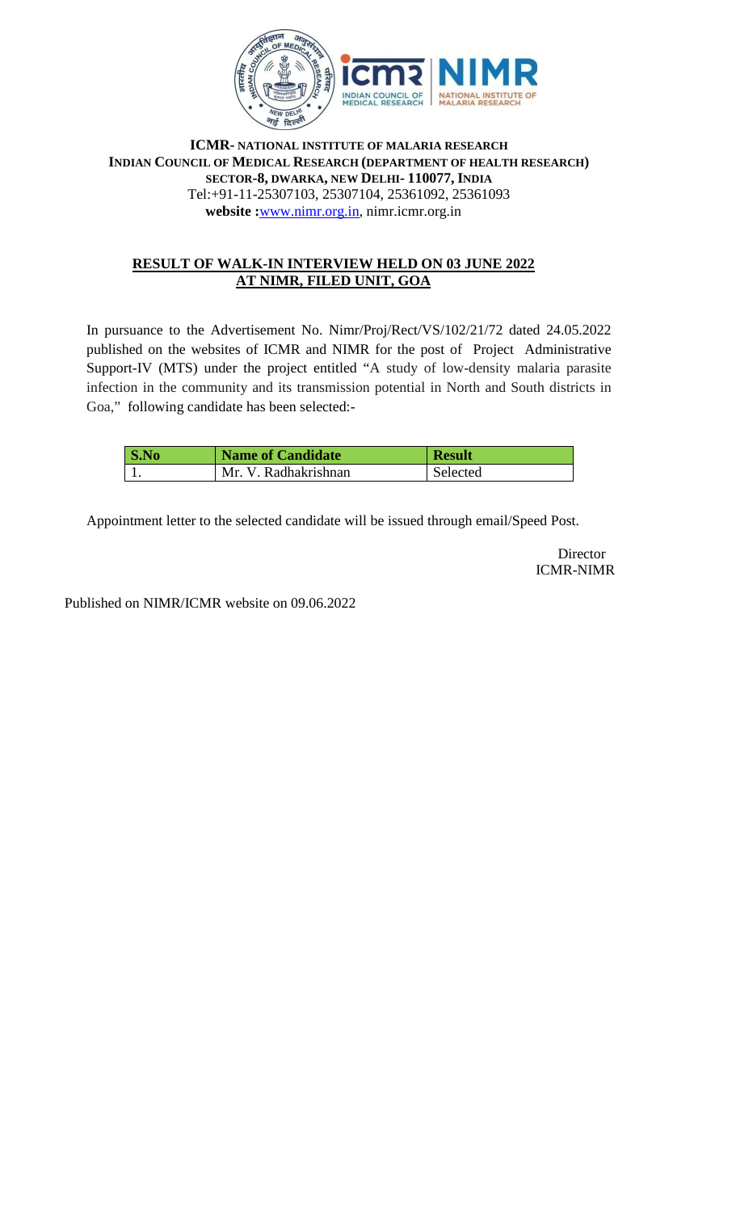**ICMR- NATIONAL INSTITUTE OF MALARIA RESEARCH**
**INDIAN COUNCIL OF MEDICAL RESEARCH (DEPARTMENT OF HEALTH RESEARCH)**
**SECTOR-8, DWARKA, NEW DELHI- 110077, INDIA**
Tel:+91-11-25307103, 25307104, 25361092, 25361093
**website :**www.nimr.org.in, nimr.icmr.org.in

## RESULT OF WALK-IN INTERVIEW HELD ON 03 JUNE 2022 AT NIMR, FILED UNIT, GOA

In pursuance to the Advertisement No. Nimr/Proj/Rect/VS/102/21/72 dated 24.05.2022 published on the websites of ICMR and NIMR for the post of Project Administrative Support-IV (MTS) under the project entitled "A study of low-density malaria parasite infection in the community and its transmission potential in North and South districts in Goa," following candidate has been selected:-

| S.No | Name of Candidate | Result |
| --- | --- | --- |
| 1. | Mr. V. Radhakrishnan | Selected |

Appointment letter to the selected candidate will be issued through email/Speed Post.

Director
ICMR-NIMR

Published on NIMR/ICMR website on 09.06.2022